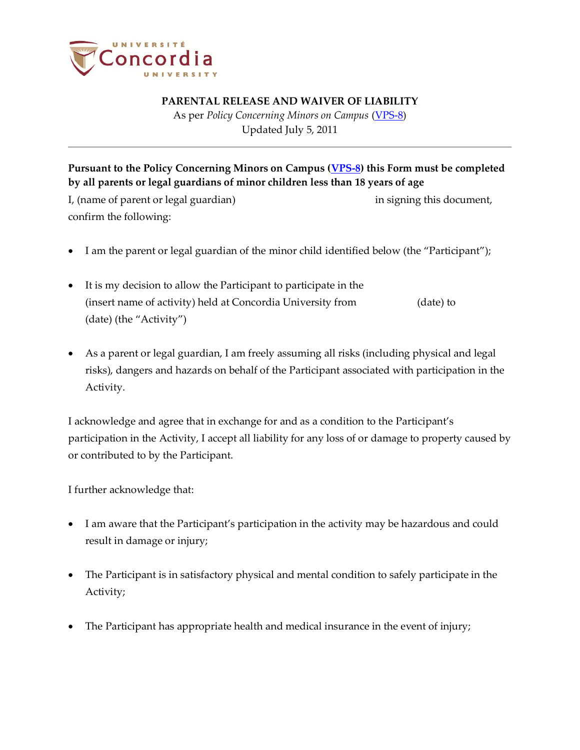**PARENTAL RELEASE AND WAIVER OF LIABILITY**

As per *Policy Concerning Minors on Campus* (VPS-8)

Updated July 5, 2011

---

**Pursuant to the Policy Concerning Minors on Campus (VPS-8) this Form must be completed by all parents or legal guardians of minor children less than 18 years of age**

I, (name of parent or legal guardian) in signing this document, confirm the following:

- I am the parent or legal guardian of the minor child identified below (the "Participant");
- It is my decision to allow the Participant to participate in the (insert name of activity) held at Concordia University from (date) to (date) (the "Activity")
- As a parent or legal guardian, I am freely assuming all risks (including physical and legal risks), dangers and hazards on behalf of the Participant associated with participation in the Activity.

I acknowledge and agree that in exchange for and as a condition to the Participant's participation in the Activity, I accept all liability for any loss of or damage to property caused by or contributed to by the Participant.

I further acknowledge that:

- I am aware that the Participant's participation in the activity may be hazardous and could result in damage or injury;
- The Participant is in satisfactory physical and mental condition to safely participate in the Activity;
- The Participant has appropriate health and medical insurance in the event of injury;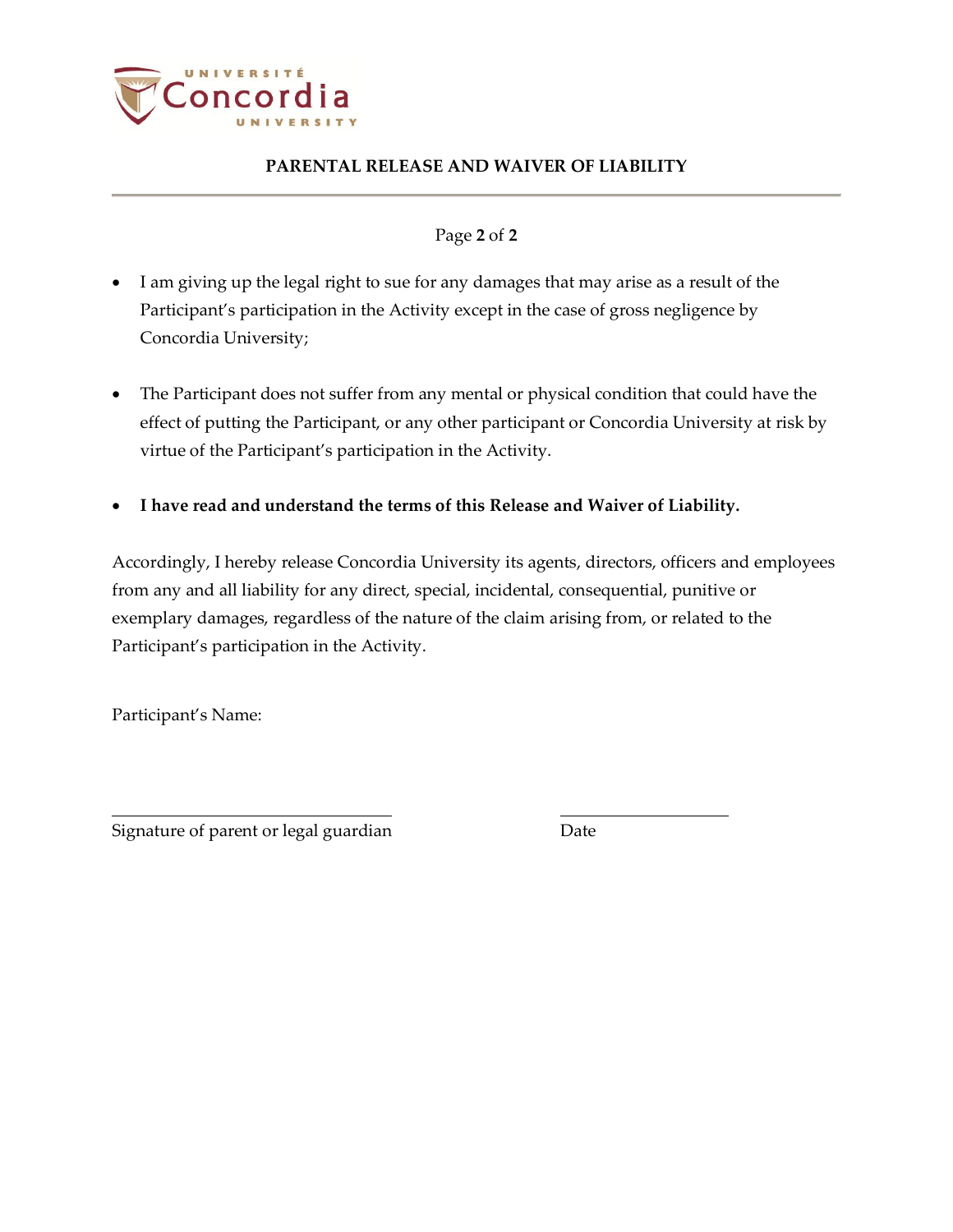**PARENTAL RELEASE AND WAIVER OF LIABILITY**

- I am giving up the legal right to sue for any damages that may arise as a result of the Participant's participation in the Activity except in the case of gross negligence by Concordia University;

- The Participant does not suffer from any mental or physical condition that could have the effect of putting the Participant, or any other participant or Concordia University at risk by virtue of the Participant's participation in the Activity.

- **I have read and understand the terms of this Release and Waiver of Liability.**

Accordingly, I hereby release Concordia University its agents, directors, officers and employees from any and all liability for any direct, special, incidental, consequential, punitive or exemplary damages, regardless of the nature of the claim arising from, or related to the Participant's participation in the Activity.

Participant's Name:

_______________________________ Signature of parent or legal guardian

__________________ Date